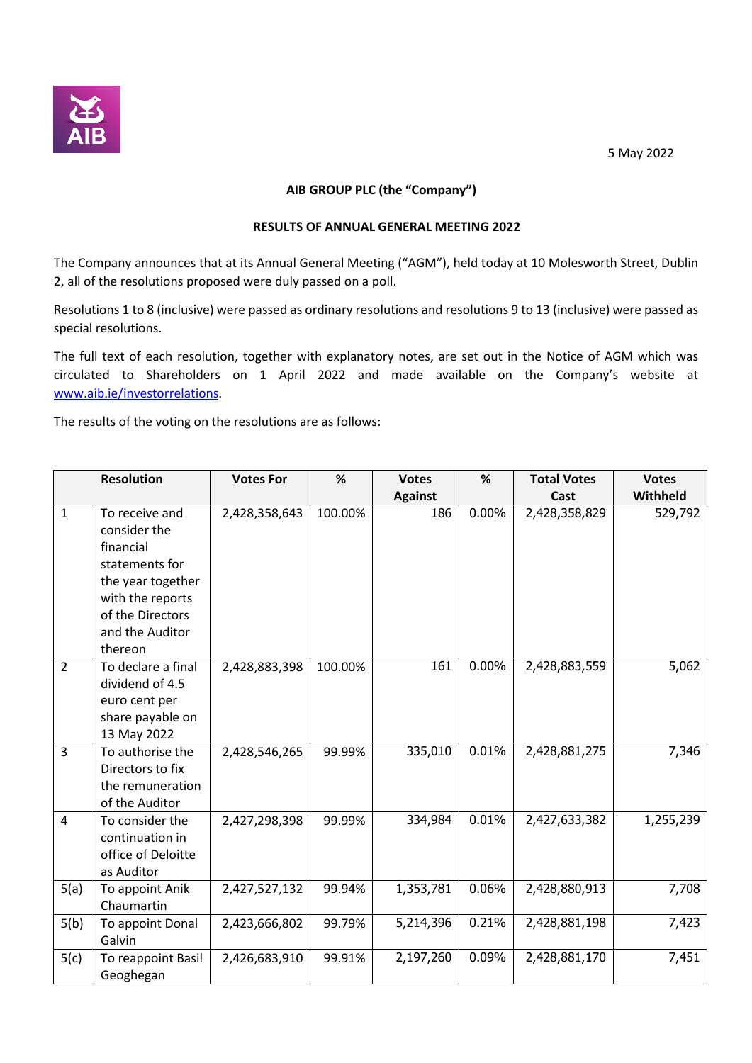5 May 2022

**AIB GROUP PLC (the "Company")**

**RESULTS OF ANNUAL GENERAL MEETING 2022**

The Company announces that at its Annual General Meeting ("AGM"), held today at 10 Molesworth Street, Dublin 2, all of the resolutions proposed were duly passed on a poll.

Resolutions 1 to 8 (inclusive) were passed as ordinary resolutions and resolutions 9 to 13 (inclusive) were passed as special resolutions.

The full text of each resolution, together with explanatory notes, are set out in the Notice of AGM which was circulated to Shareholders on 1 April 2022 and made available on the Company's website at www.aib.ie/investorrelations.

The results of the voting on the resolutions are as follows:

| Resolution | | Votes For | % | Votes Against | % | Total Votes Cast | Votes Withheld |
|---|---|---|---|---|---|---|---|
| 1 | To receive and consider the financial statements for the year together with the reports of the Directors and the Auditor thereon | 2,428,358,643 | 100.00% | 186 | 0.00% | 2,428,358,829 | 529,792 |
| 2 | To declare a final dividend of 4.5 euro cent per share payable on 13 May 2022 | 2,428,883,398 | 100.00% | 161 | 0.00% | 2,428,883,559 | 5,062 |
| 3 | To authorise the Directors to fix the remuneration of the Auditor | 2,428,546,265 | 99.99% | 335,010 | 0.01% | 2,428,881,275 | 7,346 |
| 4 | To consider the continuation in office of Deloitte as Auditor | 2,427,298,398 | 99.99% | 334,984 | 0.01% | 2,427,633,382 | 1,255,239 |
| 5(a) | To appoint Anik Chaumartin | 2,427,527,132 | 99.94% | 1,353,781 | 0.06% | 2,428,880,913 | 7,708 |
| 5(b) | To appoint Donal Galvin | 2,423,666,802 | 99.79% | 5,214,396 | 0.21% | 2,428,881,198 | 7,423 |
| 5(c) | To reappoint Basil Geoghegan | 2,426,683,910 | 99.91% | 2,197,260 | 0.09% | 2,428,881,170 | 7,451 |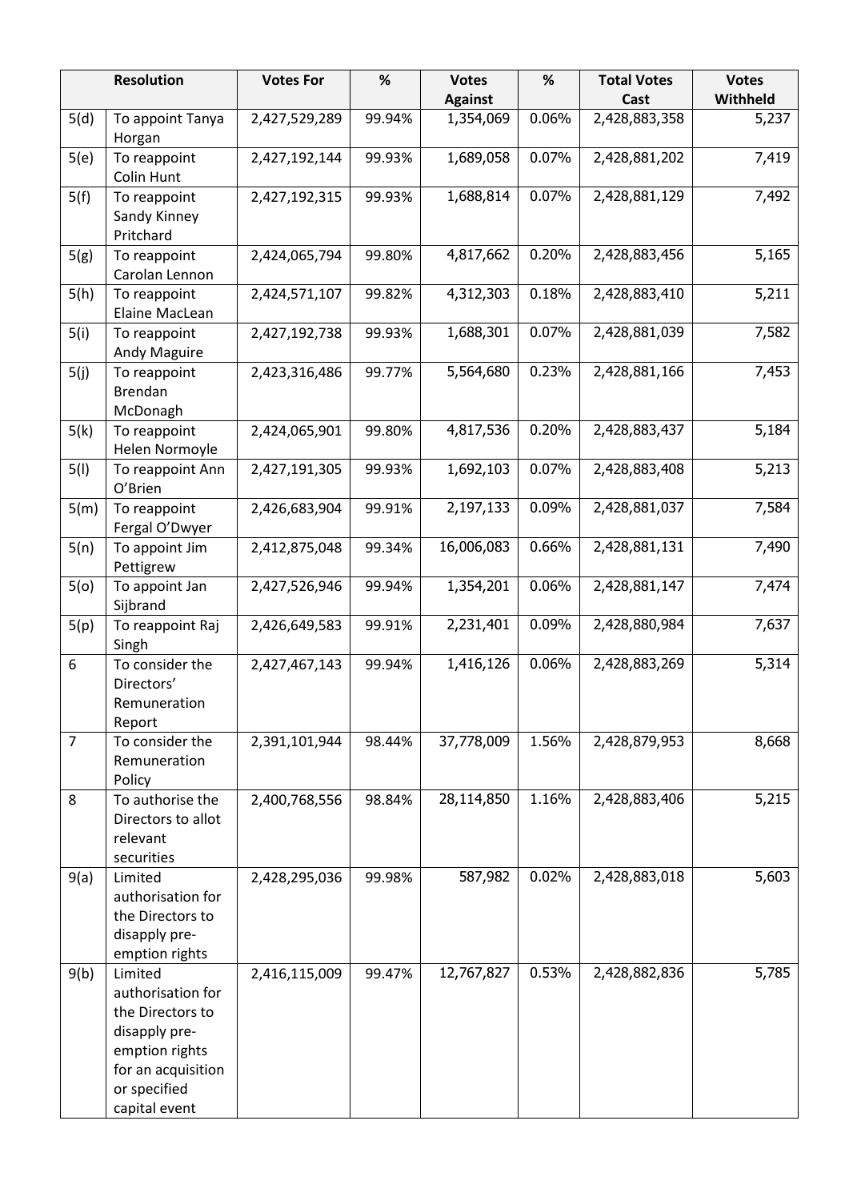| Resolution | | Votes For | % | Votes Against | % | Total Votes Cast | Votes Withheld |
|---|---|---|---|---|---|---|---|
| 5(d) | To appoint Tanya Horgan | 2,427,529,289 | 99.94% | 1,354,069 | 0.06% | 2,428,883,358 | 5,237 |
| 5(e) | To reappoint Colin Hunt | 2,427,192,144 | 99.93% | 1,689,058 | 0.07% | 2,428,881,202 | 7,419 |
| 5(f) | To reappoint Sandy Kinney Pritchard | 2,427,192,315 | 99.93% | 1,688,814 | 0.07% | 2,428,881,129 | 7,492 |
| 5(g) | To reappoint Carolan Lennon | 2,424,065,794 | 99.80% | 4,817,662 | 0.20% | 2,428,883,456 | 5,165 |
| 5(h) | To reappoint Elaine MacLean | 2,424,571,107 | 99.82% | 4,312,303 | 0.18% | 2,428,883,410 | 5,211 |
| 5(i) | To reappoint Andy Maguire | 2,427,192,738 | 99.93% | 1,688,301 | 0.07% | 2,428,881,039 | 7,582 |
| 5(j) | To reappoint Brendan McDonagh | 2,423,316,486 | 99.77% | 5,564,680 | 0.23% | 2,428,881,166 | 7,453 |
| 5(k) | To reappoint Helen Normoyle | 2,424,065,901 | 99.80% | 4,817,536 | 0.20% | 2,428,883,437 | 5,184 |
| 5(l) | To reappoint Ann O'Brien | 2,427,191,305 | 99.93% | 1,692,103 | 0.07% | 2,428,883,408 | 5,213 |
| 5(m) | To reappoint Fergal O'Dwyer | 2,426,683,904 | 99.91% | 2,197,133 | 0.09% | 2,428,881,037 | 7,584 |
| 5(n) | To appoint Jim Pettigrew | 2,412,875,048 | 99.34% | 16,006,083 | 0.66% | 2,428,881,131 | 7,490 |
| 5(o) | To appoint Jan Sijbrand | 2,427,526,946 | 99.94% | 1,354,201 | 0.06% | 2,428,881,147 | 7,474 |
| 5(p) | To reappoint Raj Singh | 2,426,649,583 | 99.91% | 2,231,401 | 0.09% | 2,428,880,984 | 7,637 |
| 6 | To consider the Directors' Remuneration Report | 2,427,467,143 | 99.94% | 1,416,126 | 0.06% | 2,428,883,269 | 5,314 |
| 7 | To consider the Remuneration Policy | 2,391,101,944 | 98.44% | 37,778,009 | 1.56% | 2,428,879,953 | 8,668 |
| 8 | To authorise the Directors to allot relevant securities | 2,400,768,556 | 98.84% | 28,114,850 | 1.16% | 2,428,883,406 | 5,215 |
| 9(a) | Limited authorisation for the Directors to disapply pre-emption rights | 2,428,295,036 | 99.98% | 587,982 | 0.02% | 2,428,883,018 | 5,603 |
| 9(b) | Limited authorisation for the Directors to disapply pre-emption rights for an acquisition or specified capital event | 2,416,115,009 | 99.47% | 12,767,827 | 0.53% | 2,428,882,836 | 5,785 |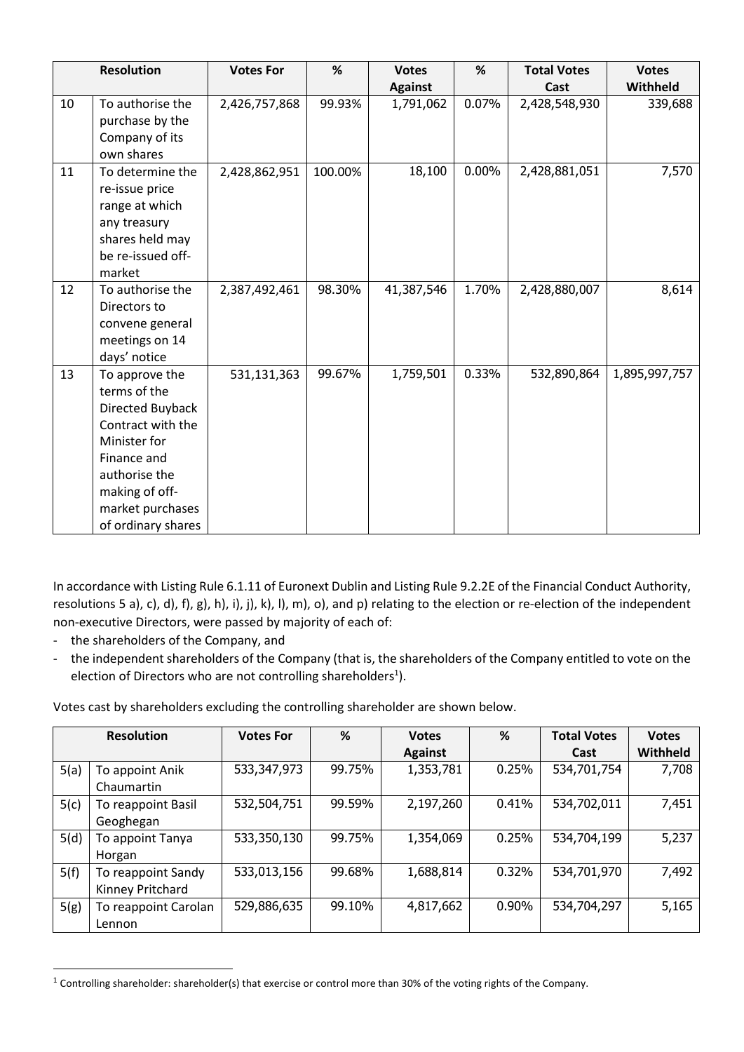| Resolution | | Votes For | % | Votes Against | % | Total Votes Cast | Votes Withheld |
|---|---|---|---|---|---|---|---|
| 10 | To authorise the purchase by the Company of its own shares | 2,426,757,868 | 99.93% | 1,791,062 | 0.07% | 2,428,548,930 | 339,688 |
| 11 | To determine the re-issue price range at which any treasury shares held may be re-issued off-market | 2,428,862,951 | 100.00% | 18,100 | 0.00% | 2,428,881,051 | 7,570 |
| 12 | To authorise the Directors to convene general meetings on 14 days' notice | 2,387,492,461 | 98.30% | 41,387,546 | 1.70% | 2,428,880,007 | 8,614 |
| 13 | To approve the terms of the Directed Buyback Contract with the Minister for Finance and authorise the making of off-market purchases of ordinary shares | 531,131,363 | 99.67% | 1,759,501 | 0.33% | 532,890,864 | 1,895,997,757 |

In accordance with Listing Rule 6.1.11 of Euronext Dublin and Listing Rule 9.2.2E of the Financial Conduct Authority, resolutions 5 a), c), d), f), g), h), i), j), k), l), m), o), and p) relating to the election or re-election of the independent non-executive Directors, were passed by majority of each of:

- the shareholders of the Company, and
- the independent shareholders of the Company (that is, the shareholders of the Company entitled to vote on the election of Directors who are not controlling shareholders[1]).

Votes cast by shareholders excluding the controlling shareholder are shown below.

| Resolution | | Votes For | % | Votes Against | % | Total Votes Cast | Votes Withheld |
|---|---|---|---|---|---|---|---|
| 5(a) | To appoint Anik Chaumartin | 533,347,973 | 99.75% | 1,353,781 | 0.25% | 534,701,754 | 7,708 |
| 5(c) | To reappoint Basil Geoghegan | 532,504,751 | 99.59% | 2,197,260 | 0.41% | 534,702,011 | 7,451 |
| 5(d) | To appoint Tanya Horgan | 533,350,130 | 99.75% | 1,354,069 | 0.25% | 534,704,199 | 5,237 |
| 5(f) | To reappoint Sandy Kinney Pritchard | 533,013,156 | 99.68% | 1,688,814 | 0.32% | 534,701,970 | 7,492 |
| 5(g) | To reappoint Carolan Lennon | 529,886,635 | 99.10% | 4,817,662 | 0.90% | 534,704,297 | 5,165 |

[1] Controlling shareholder: shareholder(s) that exercise or control more than 30% of the voting rights of the Company.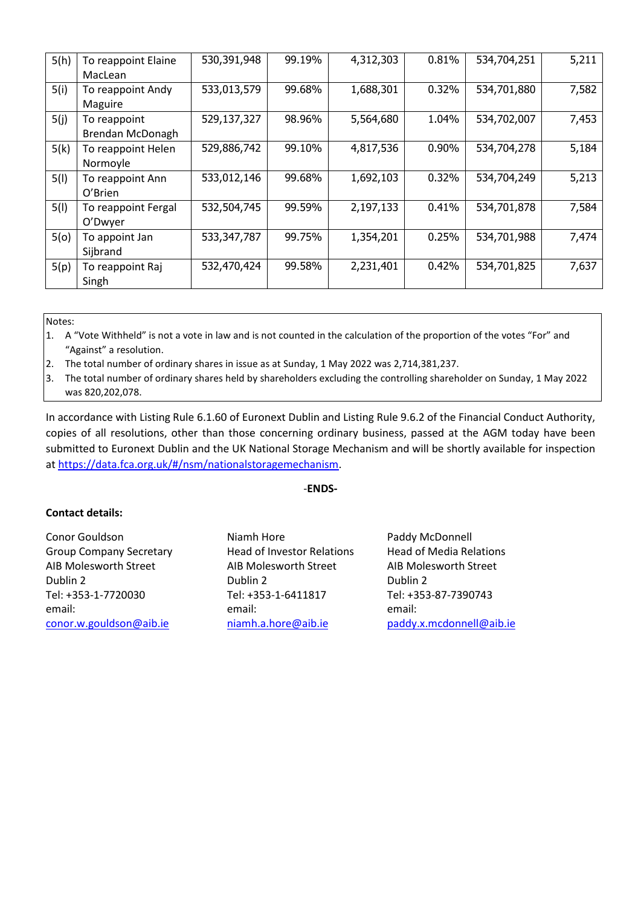| | | | | | | | |
|---|---|---|---|---|---|---|---|
| 5(h) | To reappoint Elaine MacLean | 530,391,948 | 99.19% | 4,312,303 | 0.81% | 534,704,251 | 5,211 |
| 5(i) | To reappoint Andy Maguire | 533,013,579 | 99.68% | 1,688,301 | 0.32% | 534,701,880 | 7,582 |
| 5(j) | To reappoint Brendan McDonagh | 529,137,327 | 98.96% | 5,564,680 | 1.04% | 534,702,007 | 7,453 |
| 5(k) | To reappoint Helen Normoyle | 529,886,742 | 99.10% | 4,817,536 | 0.90% | 534,704,278 | 5,184 |
| 5(l) | To reappoint Ann O'Brien | 533,012,146 | 99.68% | 1,692,103 | 0.32% | 534,704,249 | 5,213 |
| 5(l) | To reappoint Fergal O'Dwyer | 532,504,745 | 99.59% | 2,197,133 | 0.41% | 534,701,878 | 7,584 |
| 5(o) | To appoint Jan Sijbrand | 533,347,787 | 99.75% | 1,354,201 | 0.25% | 534,701,988 | 7,474 |
| 5(p) | To reappoint Raj Singh | 532,470,424 | 99.58% | 2,231,401 | 0.42% | 534,701,825 | 7,637 |

Notes:

1. A "Vote Withheld" is not a vote in law and is not counted in the calculation of the proportion of the votes "For" and "Against" a resolution.
2. The total number of ordinary shares in issue as at Sunday, 1 May 2022 was 2,714,381,237.
3. The total number of ordinary shares held by shareholders excluding the controlling shareholder on Sunday, 1 May 2022 was 820,202,078.

In accordance with Listing Rule 6.1.60 of Euronext Dublin and Listing Rule 9.6.2 of the Financial Conduct Authority, copies of all resolutions, other than those concerning ordinary business, passed at the AGM today have been submitted to Euronext Dublin and the UK National Storage Mechanism and will be shortly available for inspection at https://data.fca.org.uk/#/nsm/nationalstoragemechanism.

-**ENDS-**

**Contact details:**

Conor Gouldson
Group Company Secretary
AIB Molesworth Street
Dublin 2
Tel: +353-1-7720030
email:
conor.w.gouldson@aib.ie

Niamh Hore
Head of Investor Relations
AIB Molesworth Street
Dublin 2
Tel: +353-1-6411817
email:
niamh.a.hore@aib.ie

Paddy McDonnell
Head of Media Relations
AIB Molesworth Street
Dublin 2
Tel: +353-87-7390743
email:
paddy.x.mcdonnell@aib.ie